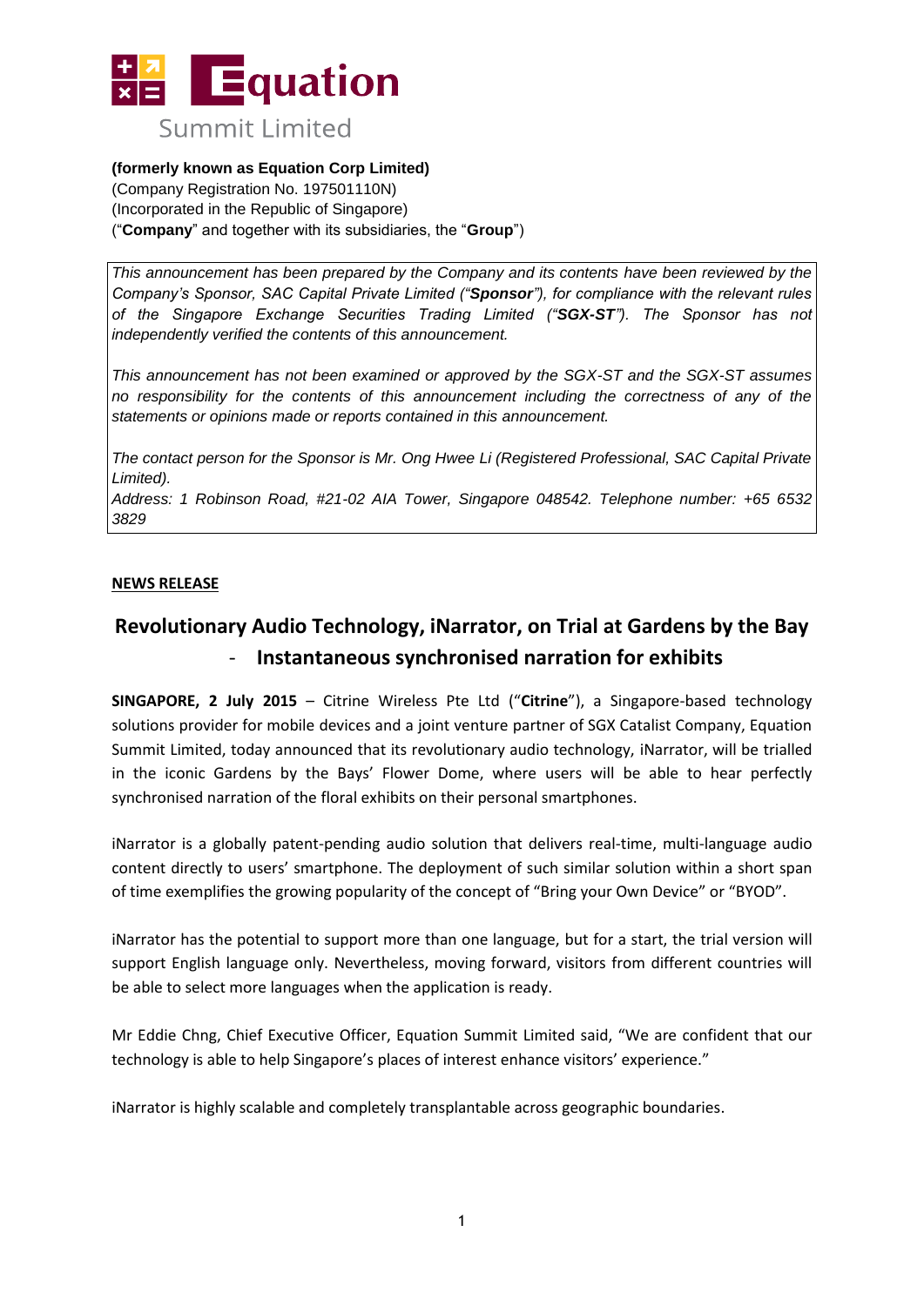# Equation Summit Limited

**(formerly known as Equation Corp Limited)**
(Company Registration No. 197501110N)
(Incorporated in the Republic of Singapore)
("**Company**" and together with its subsidiaries, the "**Group**")

*This announcement has been prepared by the Company and its contents have been reviewed by the Company's Sponsor, SAC Capital Private Limited ("**Sponsor**"), for compliance with the relevant rules of the Singapore Exchange Securities Trading Limited ("**SGX-ST**"). The Sponsor has not independently verified the contents of this announcement.*

*This announcement has not been examined or approved by the SGX-ST and the SGX-ST assumes no responsibility for the contents of this announcement including the correctness of any of the statements or opinions made or reports contained in this announcement.*

*The contact person for the Sponsor is Mr. Ong Hwee Li (Registered Professional, SAC Capital Private Limited).*
*Address: 1 Robinson Road, #21-02 AIA Tower, Singapore 048542. Telephone number: +65 6532 3829*

**NEWS RELEASE**

## Revolutionary Audio Technology, iNarrator, on Trial at Gardens by the Bay
### - Instantaneous synchronised narration for exhibits

**SINGAPORE, 2 July 2015** – Citrine Wireless Pte Ltd ("**Citrine**"), a Singapore-based technology solutions provider for mobile devices and a joint venture partner of SGX Catalist Company, Equation Summit Limited, today announced that its revolutionary audio technology, iNarrator, will be trialled in the iconic Gardens by the Bays' Flower Dome, where users will be able to hear perfectly synchronised narration of the floral exhibits on their personal smartphones.

iNarrator is a globally patent-pending audio solution that delivers real-time, multi-language audio content directly to users' smartphone. The deployment of such similar solution within a short span of time exemplifies the growing popularity of the concept of "Bring your Own Device" or "BYOD".

iNarrator has the potential to support more than one language, but for a start, the trial version will support English language only. Nevertheless, moving forward, visitors from different countries will be able to select more languages when the application is ready.

Mr Eddie Chng, Chief Executive Officer, Equation Summit Limited said, "We are confident that our technology is able to help Singapore's places of interest enhance visitors' experience."

iNarrator is highly scalable and completely transplantable across geographic boundaries.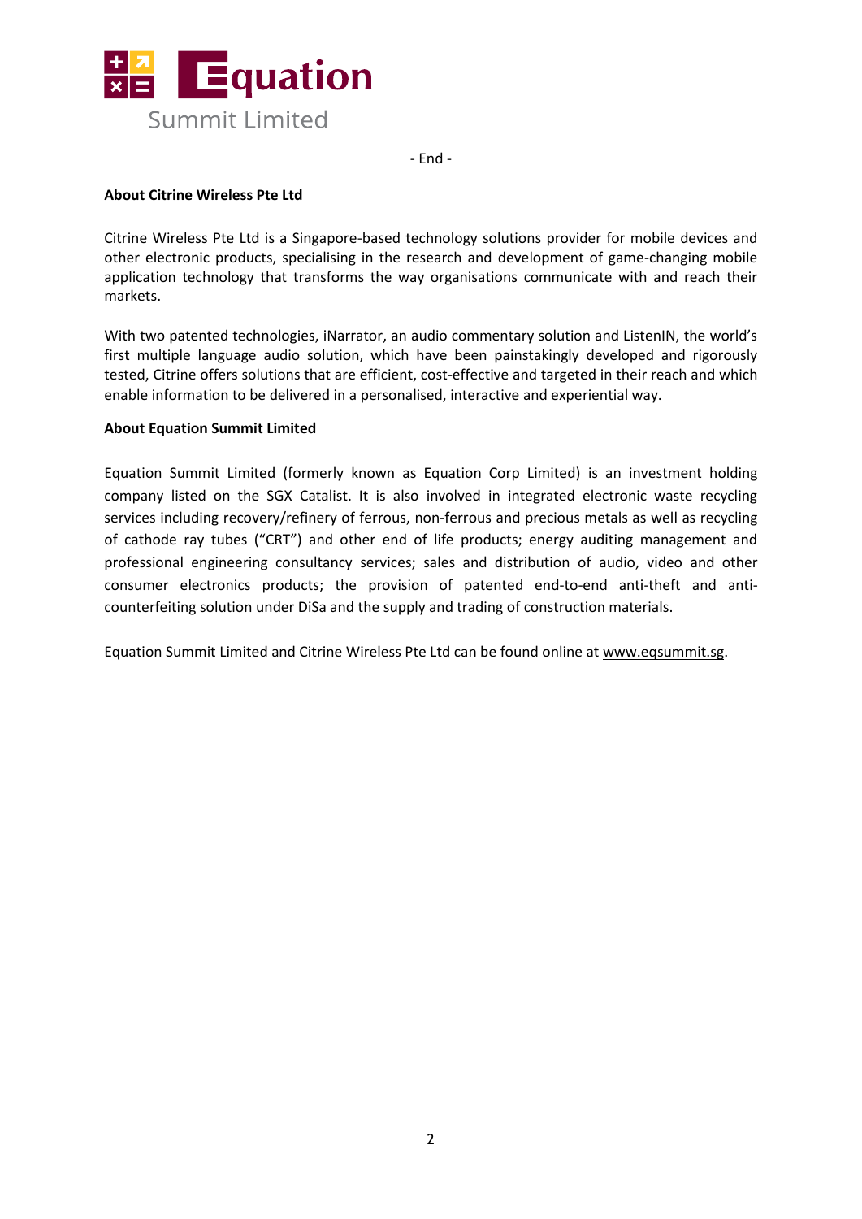- End -

**About Citrine Wireless Pte Ltd**

Citrine Wireless Pte Ltd is a Singapore-based technology solutions provider for mobile devices and other electronic products, specialising in the research and development of game-changing mobile application technology that transforms the way organisations communicate with and reach their markets.

With two patented technologies, iNarrator, an audio commentary solution and ListenIN, the world's first multiple language audio solution, which have been painstakingly developed and rigorously tested, Citrine offers solutions that are efficient, cost-effective and targeted in their reach and which enable information to be delivered in a personalised, interactive and experiential way.

**About Equation Summit Limited**

Equation Summit Limited (formerly known as Equation Corp Limited) is an investment holding company listed on the SGX Catalist. It is also involved in integrated electronic waste recycling services including recovery/refinery of ferrous, non-ferrous and precious metals as well as recycling of cathode ray tubes ("CRT") and other end of life products; energy auditing management and professional engineering consultancy services; sales and distribution of audio, video and other consumer electronics products; the provision of patented end-to-end anti-theft and anti-counterfeiting solution under DiSa and the supply and trading of construction materials.

Equation Summit Limited and Citrine Wireless Pte Ltd can be found online at www.eqsummit.sg.